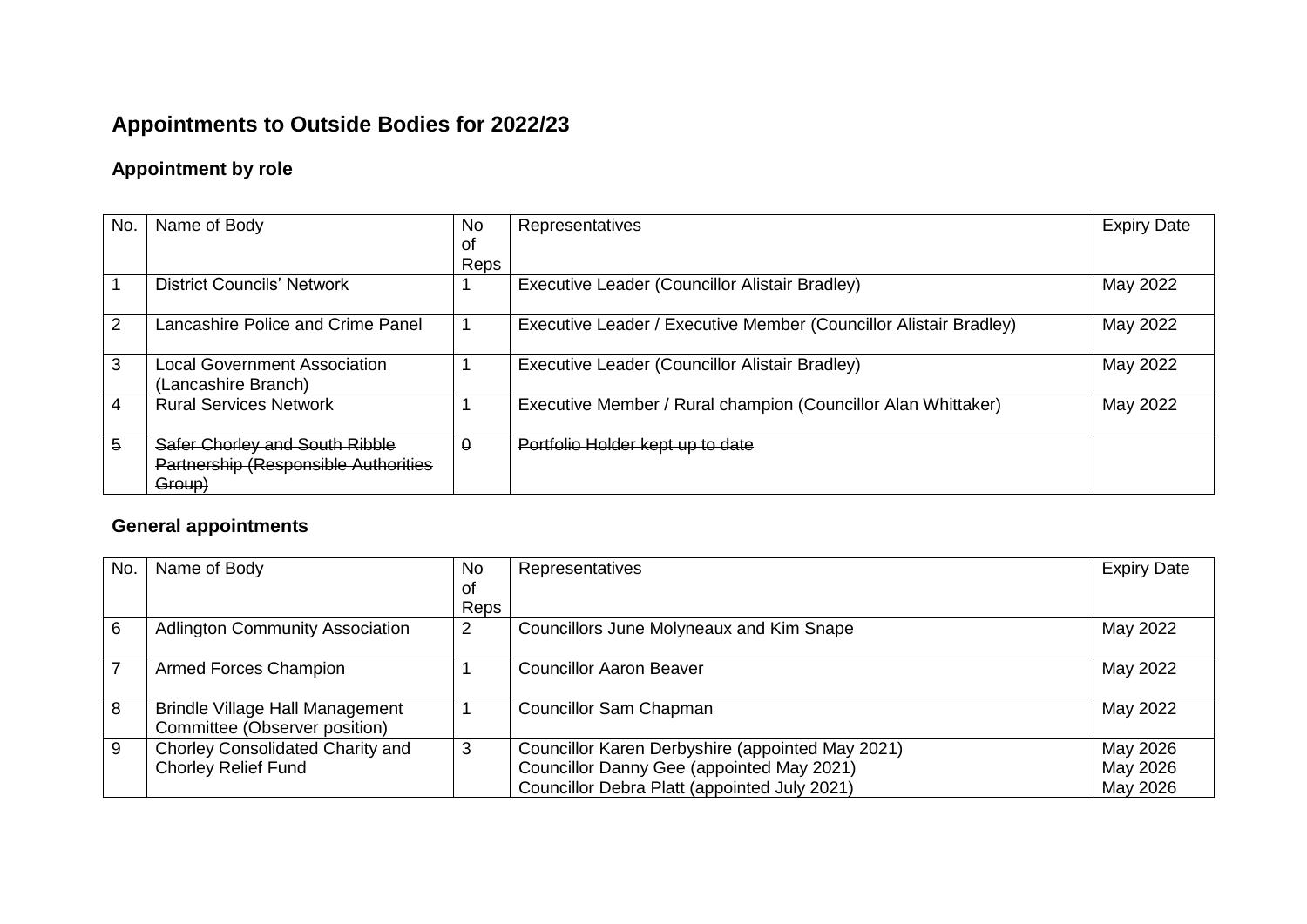# Appointments to Outside Bodies for 2022/23

## Appointment by role

| No. | Name of Body | No of Reps | Representatives | Expiry Date |
|---|---|---|---|---|
| 1 | District Councils' Network | 1 | Executive Leader (Councillor Alistair Bradley) | May 2022 |
| 2 | Lancashire Police and Crime Panel | 1 | Executive Leader / Executive Member (Councillor Alistair Bradley) | May 2022 |
| 3 | Local Government Association (Lancashire Branch) | 1 | Executive Leader (Councillor Alistair Bradley) | May 2022 |
| 4 | Rural Services Network | 1 | Executive Member / Rural champion (Councillor Alan Whittaker) | May 2022 |
| ~~5~~ | ~~Safer Chorley and South Ribble Partnership (Responsible Authorities Group)~~ | ~~0~~ | ~~Portfolio Holder kept up to date~~ | |

## General appointments

| No. | Name of Body | No of Reps | Representatives | Expiry Date |
|---|---|---|---|---|
| 6 | Adlington Community Association | 2 | Councillors June Molyneaux and Kim Snape | May 2022 |
| 7 | Armed Forces Champion | 1 | Councillor Aaron Beaver | May 2022 |
| 8 | Brindle Village Hall Management Committee (Observer position) | 1 | Councillor Sam Chapman | May 2022 |
| 9 | Chorley Consolidated Charity and Chorley Relief Fund | 3 | Councillor Karen Derbyshire (appointed May 2021)<br>Councillor Danny Gee (appointed May 2021)<br>Councillor Debra Platt (appointed July 2021) | May 2026<br>May 2026<br>May 2026 |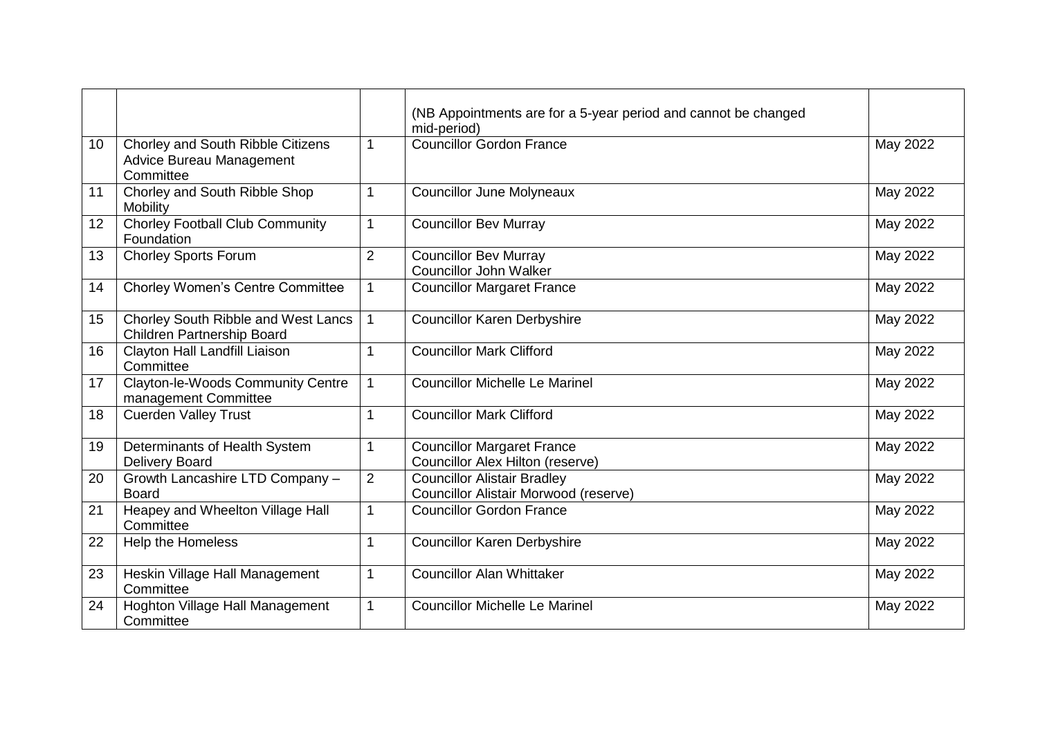| | | | | |
|---|---|---|---|---|
| | | | (NB Appointments are for a 5-year period and cannot be changed mid-period) | |
| 10 | Chorley and South Ribble Citizens Advice Bureau Management Committee | 1 | Councillor Gordon France | May 2022 |
| 11 | Chorley and South Ribble Shop Mobility | 1 | Councillor June Molyneaux | May 2022 |
| 12 | Chorley Football Club Community Foundation | 1 | Councillor Bev Murray | May 2022 |
| 13 | Chorley Sports Forum | 2 | Councillor Bev Murray<br>Councillor John Walker | May 2022 |
| 14 | Chorley Women's Centre Committee | 1 | Councillor Margaret France | May 2022 |
| 15 | Chorley South Ribble and West Lancs Children Partnership Board | 1 | Councillor Karen Derbyshire | May 2022 |
| 16 | Clayton Hall Landfill Liaison Committee | 1 | Councillor Mark Clifford | May 2022 |
| 17 | Clayton-le-Woods Community Centre management Committee | 1 | Councillor Michelle Le Marinel | May 2022 |
| 18 | Cuerden Valley Trust | 1 | Councillor Mark Clifford | May 2022 |
| 19 | Determinants of Health System Delivery Board | 1 | Councillor Margaret France<br>Councillor Alex Hilton (reserve) | May 2022 |
| 20 | Growth Lancashire LTD Company – Board | 2 | Councillor Alistair Bradley<br>Councillor Alistair Morwood (reserve) | May 2022 |
| 21 | Heapey and Wheelton Village Hall Committee | 1 | Councillor Gordon France | May 2022 |
| 22 | Help the Homeless | 1 | Councillor Karen Derbyshire | May 2022 |
| 23 | Heskin Village Hall Management Committee | 1 | Councillor Alan Whittaker | May 2022 |
| 24 | Hoghton Village Hall Management Committee | 1 | Councillor Michelle Le Marinel | May 2022 |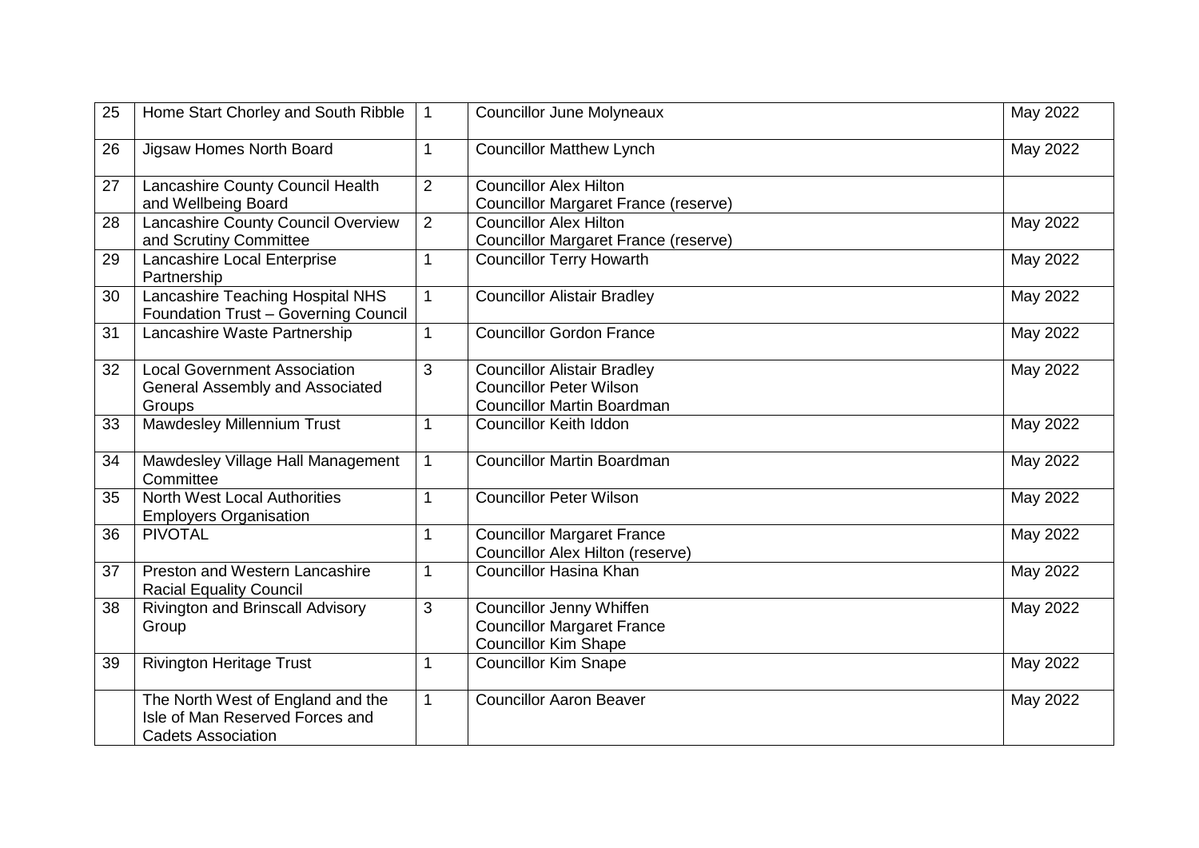| | | | | |
|---|---|---|---|---|
| 25 | Home Start Chorley and South Ribble | 1 | Councillor June Molyneaux | May 2022 |
| 26 | Jigsaw Homes North Board | 1 | Councillor Matthew Lynch | May 2022 |
| 27 | Lancashire County Council Health and Wellbeing Board | 2 | Councillor Alex Hilton<br>Councillor Margaret France (reserve) | |
| 28 | Lancashire County Council Overview and Scrutiny Committee | 2 | Councillor Alex Hilton<br>Councillor Margaret France (reserve) | May 2022 |
| 29 | Lancashire Local Enterprise Partnership | 1 | Councillor Terry Howarth | May 2022 |
| 30 | Lancashire Teaching Hospital NHS Foundation Trust – Governing Council | 1 | Councillor Alistair Bradley | May 2022 |
| 31 | Lancashire Waste Partnership | 1 | Councillor Gordon France | May 2022 |
| 32 | Local Government Association General Assembly and Associated Groups | 3 | Councillor Alistair Bradley<br>Councillor Peter Wilson<br>Councillor Martin Boardman | May 2022 |
| 33 | Mawdesley Millennium Trust | 1 | Councillor Keith Iddon | May 2022 |
| 34 | Mawdesley Village Hall Management Committee | 1 | Councillor Martin Boardman | May 2022 |
| 35 | North West Local Authorities Employers Organisation | 1 | Councillor Peter Wilson | May 2022 |
| 36 | PIVOTAL | 1 | Councillor Margaret France<br>Councillor Alex Hilton (reserve) | May 2022 |
| 37 | Preston and Western Lancashire Racial Equality Council | 1 | Councillor Hasina Khan | May 2022 |
| 38 | Rivington and Brinscall Advisory Group | 3 | Councillor Jenny Whiffen<br>Councillor Margaret France<br>Councillor Kim Shape | May 2022 |
| 39 | Rivington Heritage Trust | 1 | Councillor Kim Snape | May 2022 |
| | The North West of England and the Isle of Man Reserved Forces and Cadets Association | 1 | Councillor Aaron Beaver | May 2022 |